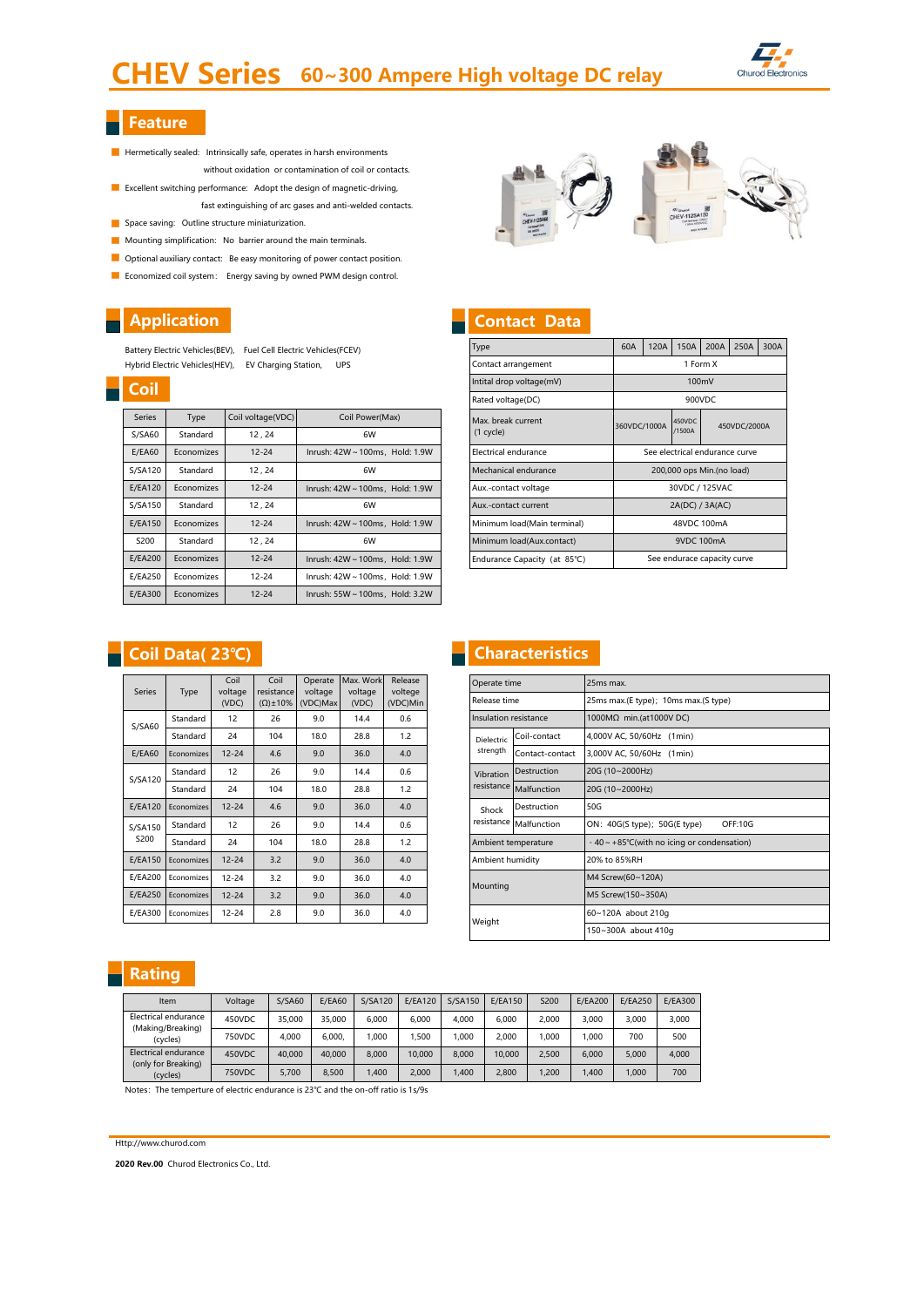# CHEV Series 60~300 Ampere High voltage DC relay

## Feature

- Hermetically sealed: Intrinsically safe, operates in harsh environments without oxidation or contamination of coil or contacts.
- Excellent switching performance: Adopt the design of magnetic-driving, fast extinguishing of arc gases and anti-welded contacts.
- Space saving: Outline structure miniaturization.
- Mounting simplification: No barrier around the main terminals.
- Optional auxiliary contact: Be easy monitoring of power contact position.
- Economized coil system: Energy saving by owned PWM design control.

## Application

Battery Electric Vehicles(BEV), Fuel Cell Electric Vehicles(FCEV)
Hybrid Electric Vehicles(HEV), EV Charging Station, UPS

## Coil

| Series | Type | Coil voltage(VDC) | Coil Power(Max) |
|---|---|---|---|
| S/SA60 | Standard | 12，24 | 6W |
| E/EA60 | Economizes | 12-24 | Inrush: 42W～100ms, Hold: 1.9W |
| S/SA120 | Standard | 12，24 | 6W |
| E/EA120 | Economizes | 12-24 | Inrush: 42W～100ms, Hold: 1.9W |
| S/SA150 | Standard | 12，24 | 6W |
| E/EA150 | Economizes | 12-24 | Inrush: 42W～100ms, Hold: 1.9W |
| S200 | Standard | 12，24 | 6W |
| E/EA200 | Economizes | 12-24 | Inrush: 42W～100ms, Hold: 1.9W |
| E/EA250 | Economizes | 12-24 | Inrush: 42W～100ms, Hold: 1.9W |
| E/EA300 | Economizes | 12-24 | Inrush: 55W～100ms, Hold: 3.2W |

## Contact Data

| Type | 60A | 120A | 150A | 200A | 250A | 300A |
|---|---|---|---|---|---|---|
| Contact arrangement | 1 Form X | | | | | |
| Intital drop voltage(mV) | 100mV | | | | | |
| Rated voltage(DC) | 900VDC | | | | | |
| Max. break current (1 cycle) | 360VDC/1000A | | 450VDC/1500A | 450VDC/2000A | | |
| Electrical endurance | See electrical endurance curve | | | | | |
| Mechanical endurance | 200,000 ops Min.(no load) | | | | | |
| Aux.-contact voltage | 30VDC / 125VAC | | | | | |
| Aux.-contact current | 2A(DC) / 3A(AC) | | | | | |
| Minimum load(Main terminal) | 48VDC 100mA | | | | | |
| Minimum load(Aux.contact) | 9VDC 100mA | | | | | |
| Endurance Capacity (at 85℃) | See endurace capacity curve | | | | | |

## Coil Data( 23℃)

| Series | Type | Coil voltage (VDC) | Coil resistance (Ω)±10% | Operate voltage (VDC)Max | Max. Work voltage (VDC) | Release voltege (VDC)Min |
|---|---|---|---|---|---|---|
| S/SA60 | Standard | 12 | 26 | 9.0 | 14.4 | 0.6 |
| | Standard | 24 | 104 | 18.0 | 28.8 | 1.2 |
| E/EA60 | Economizes | 12-24 | 4.6 | 9.0 | 36.0 | 4.0 |
| S/SA120 | Standard | 12 | 26 | 9.0 | 14.4 | 0.6 |
| | Standard | 24 | 104 | 18.0 | 28.8 | 1.2 |
| E/EA120 | Economizes | 12-24 | 4.6 | 9.0 | 36.0 | 4.0 |
| S/SA150 S200 | Standard | 12 | 26 | 9.0 | 14.4 | 0.6 |
| | Standard | 24 | 104 | 18.0 | 28.8 | 1.2 |
| E/EA150 | Economizes | 12-24 | 3.2 | 9.0 | 36.0 | 4.0 |
| E/EA200 | Economizes | 12-24 | 3.2 | 9.0 | 36.0 | 4.0 |
| E/EA250 | Economizes | 12-24 | 3.2 | 9.0 | 36.0 | 4.0 |
| E/EA300 | Economizes | 12-24 | 2.8 | 9.0 | 36.0 | 4.0 |

## Characteristics

| | | |
|---|---|---|
| Operate time | | 25ms max. |
| Release time | | 25ms max.(E type); 10ms max.(S type) |
| Insulation resistance | | 1000MΩ min.(at1000V DC) |
| Dielectric strength | Coil-contact | 4,000V AC, 50/60Hz (1min) |
| | Contact-contact | 3,000V AC, 50/60Hz (1min) |
| Vibration resistance | Destruction | 20G (10~2000Hz) |
| | Malfunction | 20G (10~2000Hz) |
| Shock resistance | Destruction | 50G |
| | Malfunction | ON: 40G(S type); 50G(E type) OFF:10G |
| Ambient temperature | | －40～+85℃(with no icing or condensation) |
| Ambient humidity | | 20% to 85%RH |
| Mounting | | M4 Screw(60~120A) |
| | | M5 Screw(150~350A) |
| Weight | | 60~120A about 210g |
| | | 150~300A about 410g |

## Rating

| Item | Voltage | S/SA60 | E/EA60 | S/SA120 | E/EA120 | S/SA150 | E/EA150 | S200 | E/EA200 | E/EA250 | E/EA300 |
|---|---|---|---|---|---|---|---|---|---|---|---|
| Electrical endurance (Making/Breaking) (cycles) | 450VDC | 35,000 | 35,000 | 6,000 | 6,000 | 4,000 | 6,000 | 2,000 | 3,000 | 3,000 | 3,000 |
| | 750VDC | 4,000 | 6,000, | 1,000 | 1,500 | 1,000 | 2,000 | 1,000 | 1,000 | 700 | 500 |
| Electrical endurance (only for Breaking) (cycles) | 450VDC | 40,000 | 40,000 | 8,000 | 10,000 | 8,000 | 10,000 | 2,500 | 6,000 | 5,000 | 4,000 |
| | 750VDC | 5,700 | 8,500 | 1,400 | 2,000 | 1,400 | 2,800 | 1,200 | 1,400 | 1,000 | 700 |

Notes: The temperture of electric endurance is 23℃ and the on-off ratio is 1s/9s

Http://www.churod.com

**2020 Rev.00** Churod Electronics Co., Ltd.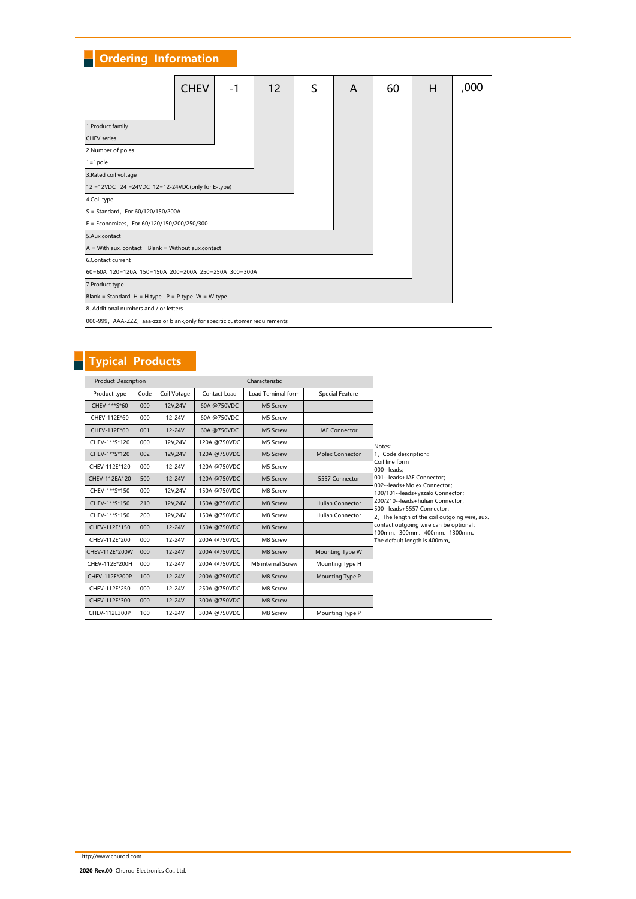## Ordering Information

| CHEV | -1 | 12 | S | A | 60 | H | ,000 |
|---|---|---|---|---|---|---|---|

1.Product family
CHEV series

2.Number of poles
1=1pole

3.Rated coil voltage
12 =12VDC 24 =24VDC 12=12-24VDC(only for E-type)

4.Coil type
S = Standard, For 60/120/150/200A
E = Economizes, For 60/120/150/200/250/300

5.Aux.contact
A = With aux. contact Blank = Without aux.contact

6.Contact current
60=60A 120=120A 150=150A 200=200A 250=250A 300=300A

7.Product type
Blank = Standard H = H type P = P type W = W type

8. Additional numbers and / or letters
000-999, AAA-ZZZ, aaa-zzz or blank,only for specitic customer requirements

## Typical Products

| Product Description | | Characteristic | | | | |
|---|---|---|---|---|---|---|
| Product type | Code | Coil Votage | Contact Load | Load Terminal form | Special Feature | |
| CHEV-1**S*60 | 000 | 12V,24V | 60A @750VDC | M5 Screw | | |
| CHEV-112E*60 | 000 | 12-24V | 60A @750VDC | M5 Screw | | |
| CHEV-112E*60 | 001 | 12-24V | 60A @750VDC | M5 Screw | JAE Connector | |
| CHEV-1**S*120 | 000 | 12V,24V | 120A @750VDC | M5 Screw | | |
| CHEV-1**S*120 | 002 | 12V,24V | 120A @750VDC | M5 Screw | Molex Connector | |
| CHEV-112E*120 | 000 | 12-24V | 120A @750VDC | M5 Screw | | |
| CHEV-112EA120 | 500 | 12-24V | 120A @750VDC | M5 Screw | 5557 Connector | |
| CHEV-1**S*150 | 000 | 12V,24V | 150A @750VDC | M8 Screw | | |
| CHEV-1**S*150 | 210 | 12V,24V | 150A @750VDC | M8 Screw | Hulian Connector | |
| CHEV-1**S*150 | 200 | 12V,24V | 150A @750VDC | M8 Screw | Hulian Connector | |
| CHEV-112E*150 | 000 | 12-24V | 150A @750VDC | M8 Screw | | |
| CHEV-112E*200 | 000 | 12-24V | 200A @750VDC | M8 Screw | | |
| CHEV-112E*200W | 000 | 12-24V | 200A @750VDC | M8 Screw | Mounting Type W | |
| CHEV-112E*200H | 000 | 12-24V | 200A @750VDC | M6 internal Screw | Mounting Type H | |
| CHEV-112E*200P | 100 | 12-24V | 200A @750VDC | M8 Screw | Mounting Type P | |
| CHEV-112E*250 | 000 | 12-24V | 250A @750VDC | M8 Screw | | |
| CHEV-112E*300 | 000 | 12-24V | 300A @750VDC | M8 Screw | | |
| CHEV-112E300P | 100 | 12-24V | 300A @750VDC | M8 Screw | Mounting Type P | |

Notes:
1、Code description:
Coil line form
000--leads;
001--leads+JAE Connector;
002--leads+Molex Connector;
100/101--leads+yazaki Connector;
200/210--leads+hulian Connector;
500--leads+5557 Connector;
2、The length of the coil outgoing wire, aux. contact outgoing wire can be optional: 100mm、300mm、400mm、1300mm。
The default length is 400mm。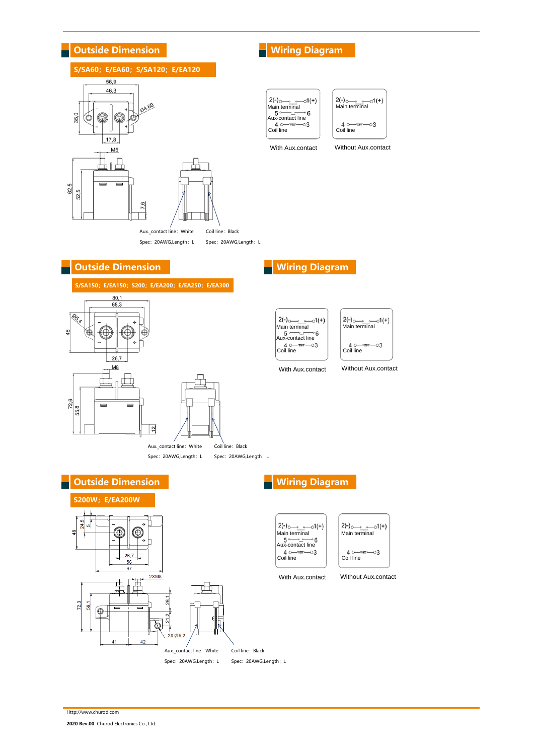## Outside Dimension

### S/SA60; E/EA60; S/SA120; E/EA120

56,9

46,3

35,0

Ø4,60

17,8

M5

62,5

52,5

7,6

Aux._contact line: White

Spec: 20AWG,Length: L

Coil line: Black

Spec: 20AWG,Length: L

## Wiring Diagram

2(-) — 1(+)
Main terminal
5 — 6
Aux-contact line
4 — 3
Coil line

With Aux.contact

2(-) — 1(+)
Main terminal
4 — 3
Coil line

Without Aux.contact

## Outside Dimension

### S/SA150; E/EA150; S200; E/EA200; E/EA250; E/EA300

80,1

68,3

Ø5,4

48

26,7

M8

72,6

55,8

12

Aux._contact line: White

Spec: 20AWG,Length: L

Coil line: Black

Spec: 20AWG,Length: L

## Wiring Diagram

2(-) — 1(+)
Main terminal
5 — 6
Aux-contact line
4 — 3
Coil line

With Aux.contact

2(-) — 1(+)
Main terminal
4 — 3
Coil line

Without Aux.contact

## Outside Dimension

### S200W; E/EA200W

48

24,5

5

26,7

56

97

2XM8

72,3

56,1

26,1

21,2

2X Ø6,2

41

42

Aux._contact line: White

Spec: 20AWG,Length: L

Coil line: Black

Spec: 20AWG,Length: L

## Wiring Diagram

2(-) — 1(+)
Main terminal
5 — 6
Aux-contact line
4 — 3
Coil line

With Aux.contact

2(-) — 1(+)
Main terminal
4 — 3
Coil line

Without Aux.contact

Http://www.churod.com

**2020 Rev.00** Churod Electronics Co., Ltd.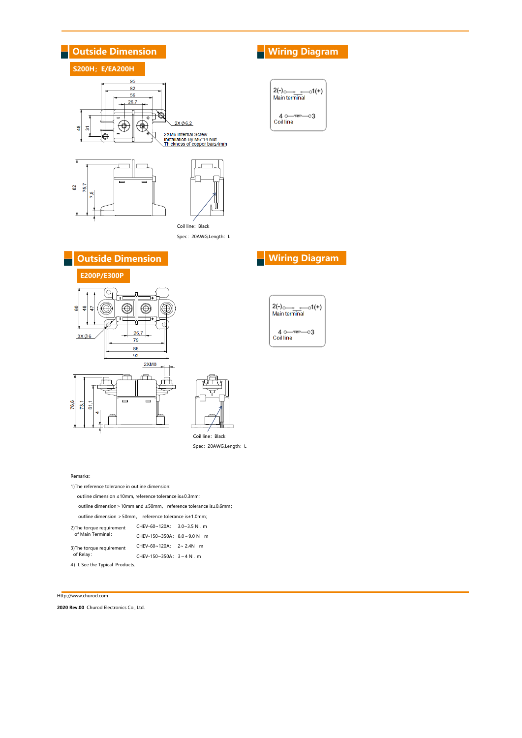## Outside Dimension

### S200H；E/EA200H

95
82
56
26.7

48
31

2X Φ6.2

2XM6 internal Screw
Installation By M6*14 Nut
Thickness of copper bars≤4mm

82
75.7
7.5

Coil line：Black

Spec：20AWG,Length：L

## Wiring Diagram

2(-) — 1(+)
Main terminal

4 — 3
Coil line

## Outside Dimension

### E200P/E300P

60
48
47

3X Φ6

26.7
79
86
92

2XM8

76.6
73.1
61.1
4

Coil line：Black

Spec：20AWG,Length：L

## Wiring Diagram

2(-) — 1(+)
Main terminal

4 — 3
Coil line

Remarks：

1)The reference tolerance in outline dimension:

outline dimension ≤10mm, reference tolerance is±0.3mm;

outline dimension＞10mm and ≤50mm, reference tolerance is±0.6mm;

outline dimension ＞50mm, reference tolerance is±1.0mm;

| 2)The torque requirement of Main Terminal: | CHEV-60~120A: 3.0~3.5 N . m |
|---|---|
| | CHEV-150~350A: 8.0 ~ 9.0 N . m |
| 3)The torque requirement of Relay: | CHEV-60~120A: 2~ 2.4N . m |
| | CHEV-150~350A: 3 ~ 4 N . m |

4) L See the Typical Products.

Http://www.churod.com

**2020 Rev.00** Churod Electronics Co., Ltd.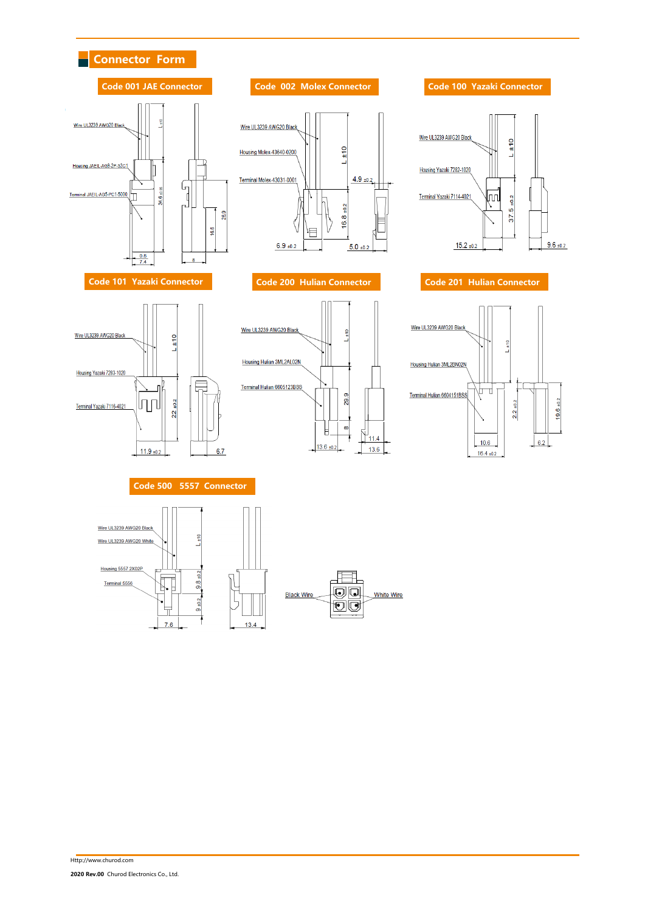## Connector Form

### Code 001 JAE Connector

Wire UL3239 AWG20 Black

Housing JAEIL-AG5-2P-S3C1

Terminal JAEIL-AG5-PC1-5000

L ±10

34.6 ±0.15

25.9

16.8

0.6

7.4

8

### Code 002 Molex Connector

Wire UL3239 AWG20 Black

Housing Molex-43640-0200

Terminal Molex-43031-0001

L ±10

4.9 ±0.2

16.8 ±0.2

6.9 ±0.2

5.0 ±0.2

### Code 100 Yazaki Connector

Wire UL3239 AWG20 Black

Housing Yazaki 7282-1020

Terminal Yazaki 7114-4021

L ±10

37.5 ±0.2

15.2 ±0.2

9.6 ±0.2

### Code 101 Yazaki Connector

Wire UL3239 AWG20 Black

Housing Yazaki 7283-1020

Terminal Yazaki 7116-4021

L ±10

22 ±0.2

11.9 ±0.2

6.7

### Code 200 Hulian Connector

Wire UL3239 AWG20 Black

Housing Hulian 3ML2AL02N

Terminal Hulian 6605123BSS

L ±10

29.9

8

13.6 ±0.2

11.4

13.6

### Code 201 Hulian Connector

Wire UL3239 AWG20 Black

Housing Hulian 3ML2BN02N

Terminal Hulian 6604151BSS

L ±10

2.2 ±0.2

19.6 ±0.2

10.6

16.4 ±0.2

6.2

### Code 500 5557 Connector

Wire UL3239 AWG20 Black

Wire UL3239 AWG20 White

Housing 5557 2X02P

Terminal 5556

L ±10

9.8 ±0.2

9 ±0.2

7.6

13.4

Black Wire

White Wire

Http://www.churod.com

**2020 Rev.00** Churod Electronics Co., Ltd.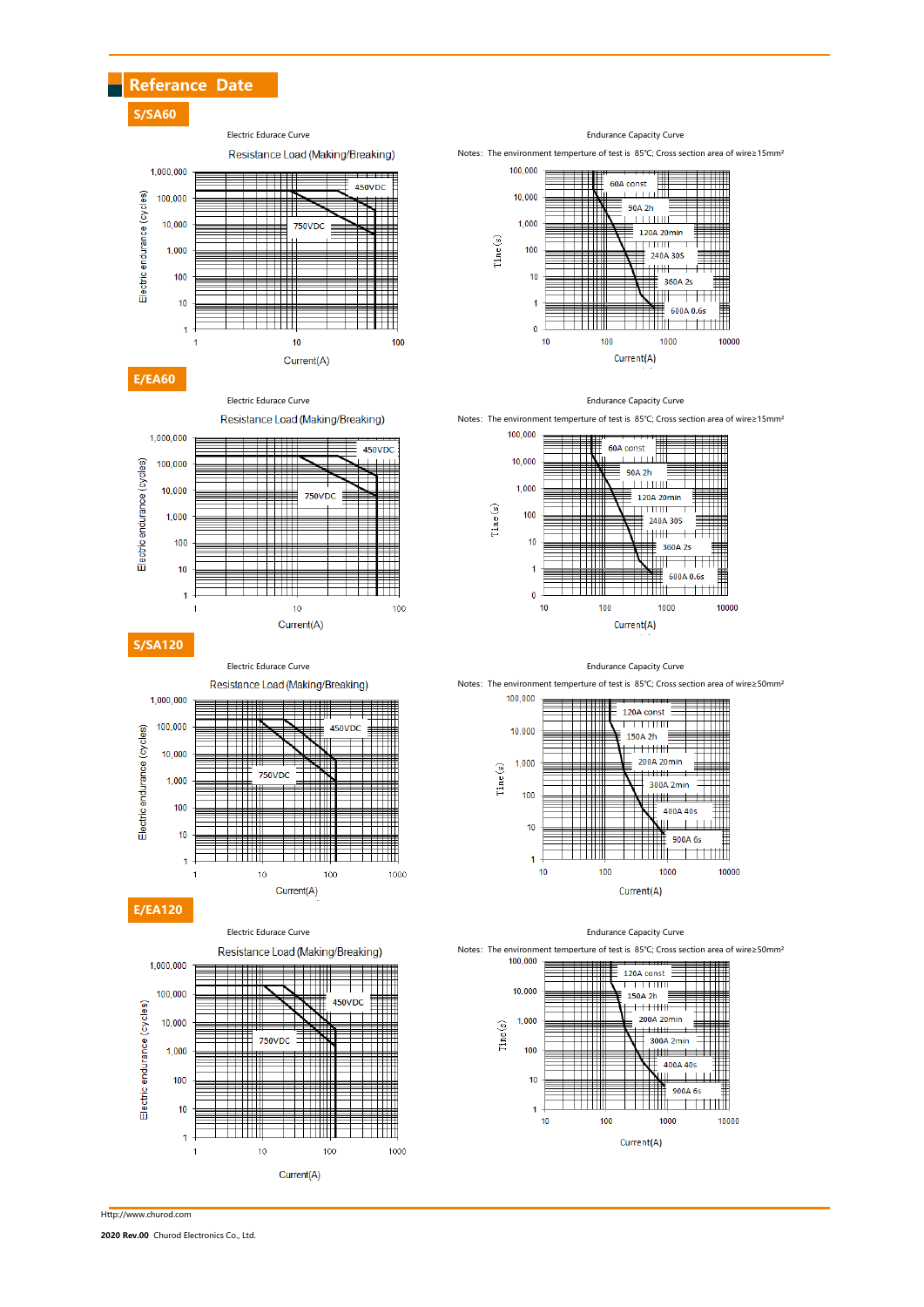## Referance Date

### S/SA60

Electric Edurace Curve

Resistance Load (Making/Breaking)

Electric endurance (cycles): 1,000,000; 100,000; 10,000; 1,000; 100; 10; 1

450VDC

750VDC

Current(A): 1; 10; 100

Endurance Capacity Curve

Notes: The environment temperture of test is 85℃; Cross section area of wire≥15mm²

Time(s): 100,000; 10,000; 1,000; 100; 10; 1; 0

60A const

90A 2h

120A 20min

240A 30S

360A 2s

600A 0.6s

Current(A): 10; 100; 1000; 10000

### E/EA60

Electric Edurace Curve

Resistance Load (Making/Breaking)

Electric endurance (cycles): 1,000,000; 100,000; 10,000; 1,000; 100; 10; 1

450VDC

750VDC

Current(A): 1; 10; 100

Endurance Capacity Curve

Notes: The environment temperture of test is 85℃; Cross section area of wire≥15mm²

Time(s): 100,000; 10,000; 1,000; 100; 10; 1; 0

60A const

90A 2h

120A 20min

240A 30S

360A 2s

600A 0.6s

Current(A): 10; 100; 1000; 10000

### S/SA120

Electric Edurace Curve

Resistance Load (Making/Breaking)

Electric endurance (cycles): 1,000,000; 100,000; 10,000; 1,000; 100; 10; 1

450VDC

750VDC

Current(A): 1; 10; 100; 1000

Endurance Capacity Curve

Notes: The environment temperture of test is 85℃; Cross section area of wire≥50mm²

Time(s): 100,000; 10,000; 1,000; 100; 10; 1

120A const

150A 2h

200A 20min

300A 2min

400A 40s

900A 6s

Current(A): 10; 100; 1000; 10000

### E/EA120

Electric Edurace Curve

Resistance Load (Making/Breaking)

Electric endurance (cycles): 1,000,000; 100,000; 10,000; 1,000; 100; 10; 1

450VDC

750VDC

Current(A): 1; 10; 100; 1000

Endurance Capacity Curve

Notes: The environment temperture of test is 85℃; Cross section area of wire≥50mm²

Time(s): 100,000; 10,000; 1,000; 100; 10; 1

120A const

150A 2h

200A 20min

300A 2min

400A 40s

900A 6s

Current(A): 10; 100; 1000; 10000

Http://www.churod.com

**2020 Rev.00** Churod Electronics Co., Ltd.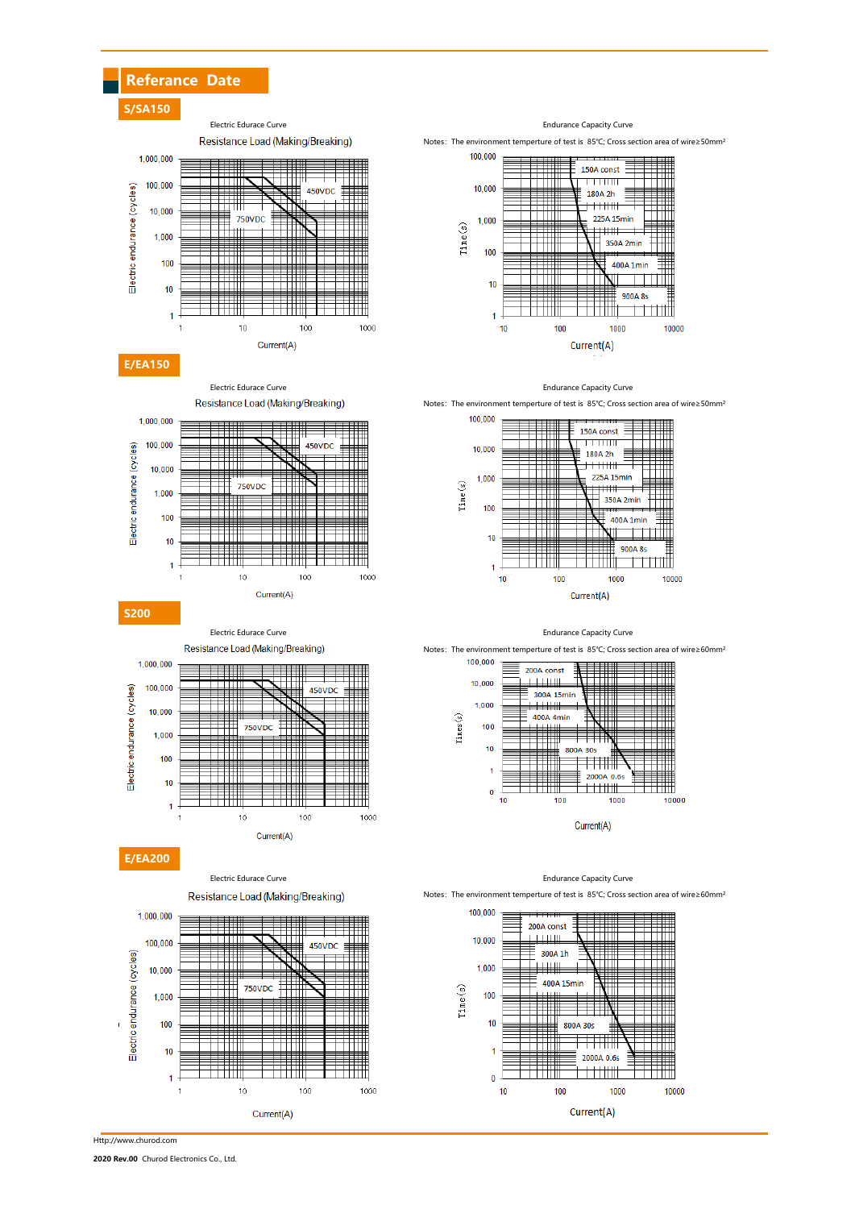## Referance Date

### S/SA150

Electric Edurace Curve

Resistance Load (Making/Breaking)

Electric endurance (cycles): 1,000,000; 100,000; 10,000; 1,000; 100; 10; 1

Current(A): 1; 10; 100; 1000

450VDC

750VDC

Endurance Capacity Curve

Notes: The environment temperture of test is 85℃; Cross section area of wire≥50mm²

Time(s): 100,000; 10,000; 1,000; 100; 10; 1

Current(A): 10; 100; 1000; 10000

150A const

180A 2h

225A 15min

350A 2min

400A 1min

900A 8s

### E/EA150

Electric Edurace Curve

Resistance Load (Making/Breaking)

Electric endurance (cycles): 1,000,000; 100,000; 10,000; 1,000; 100; 10; 1

Current(A): 1; 10; 100; 1000

450VDC

750VDC

Endurance Capacity Curve

Notes: The environment temperture of test is 85℃; Cross section area of wire≥50mm²

Time(s): 100,000; 10,000; 1,000; 100; 10; 1

Current(A): 10; 100; 1000; 10000

150A const

180A 2h

225A 15min

350A 2min

400A 1min

900A 8s

### S200

Electric Edurace Curve

Resistance Load (Making/Breaking)

Electric endurance (cycles): 1,000,000; 100,000; 10,000; 1,000; 100; 10; 1

Current(A): 1; 10; 100; 1000

450VDC

750VDC

Endurance Capacity Curve

Notes: The environment temperture of test is 85℃; Cross section area of wire≥60mm²

Time(s): 100,000; 10,000; 1,000; 100; 10; 1; 0

Current(A): 10; 100; 1000; 10000

200A const

300A 15min

400A 4min

800A 30s

2000A 0.6s

### E/EA200

Electric Edurace Curve

Resistance Load (Making/Breaking)

Electric endurance (cycles): 1,000,000; 100,000; 10,000; 1,000; 100; 10; 1

Current(A): 1; 10; 100; 1000

450VDC

750VDC

Endurance Capacity Curve

Notes: The environment temperture of test is 85℃; Cross section area of wire≥60mm²

Time(s): 100,000; 10,000; 1,000; 100; 10; 1; 0

Current(A): 10; 100; 1000; 10000

200A const

300A 1h

400A 15min

800A 30s

2000A 0.6s

Http://www.churod.com

**2020 Rev.00** Churod Electronics Co., Ltd.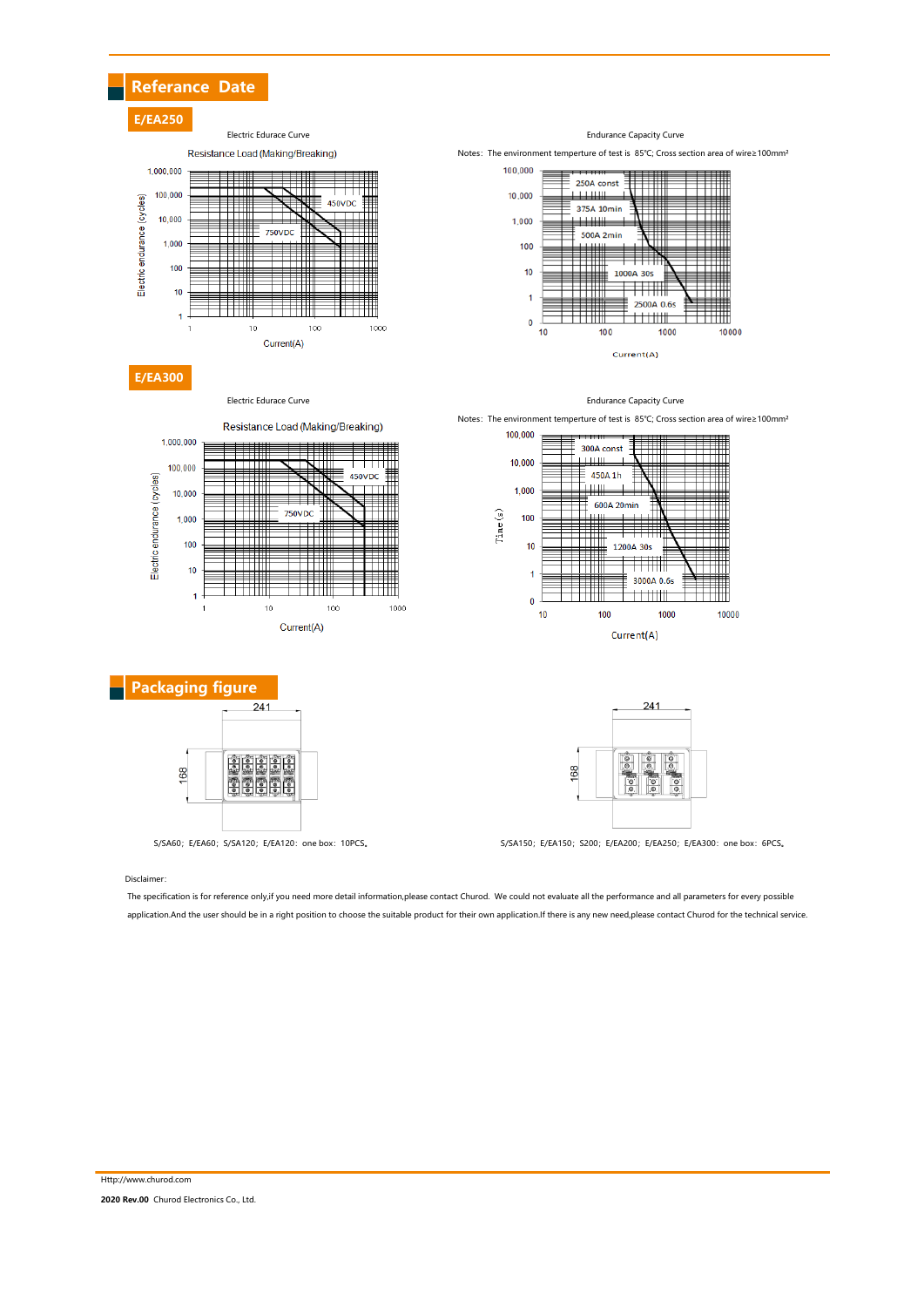## Referance Date

### E/EA250

Electric Edurace Curve

Resistance Load (Making/Breaking)

1,000,000
100,000
10,000
1,000
100
10
1

Electric endurance (cycles)

450VDC
750VDC

1
10
100
1000

Current(A)

Endurance Capacity Curve

Notes: The environment temperture of test is 85℃; Cross section area of wire≥100mm²

100,000
10,000
1,000
100
10
1
0

250A const
375A 10min
500A 2min
1000A 30s
2500A 0.6s

10
100
1000
10000

Current(A)

### E/EA300

Electric Edurace Curve

Resistance Load (Making/Breaking)

1,000,000
100,000
10,000
1,000
100
10
1

Electric endurance (cycles)

450VDC
750VDC

1
10
100
1000

Current(A)

Endurance Capacity Curve

Notes: The environment temperture of test is 85℃; Cross section area of wire≥100mm²

100,000
10,000
1,000
100
10
1
0

Time(s)

300A const
450A 1h
600A 20min
1200A 30s
3000A 0.6s

10
100
1000
10000

Current(A)

## Packaging figure

241
168

S/SA60; E/EA60; S/SA120; E/EA120: one box: 10PCS。

241
168

S/SA150; E/EA150; S200; E/EA200; E/EA250; E/EA300: one box: 6PCS。

Disclaimer:

The specification is for reference only,if you need more detail information,please contact Churod. We could not evaluate all the performance and all parameters for every possible application.And the user should be in a right position to choose the suitable product for their own application.If there is any new need,please contact Churod for the technical service.

Http://www.churod.com

**2020 Rev.00** Churod Electronics Co., Ltd.